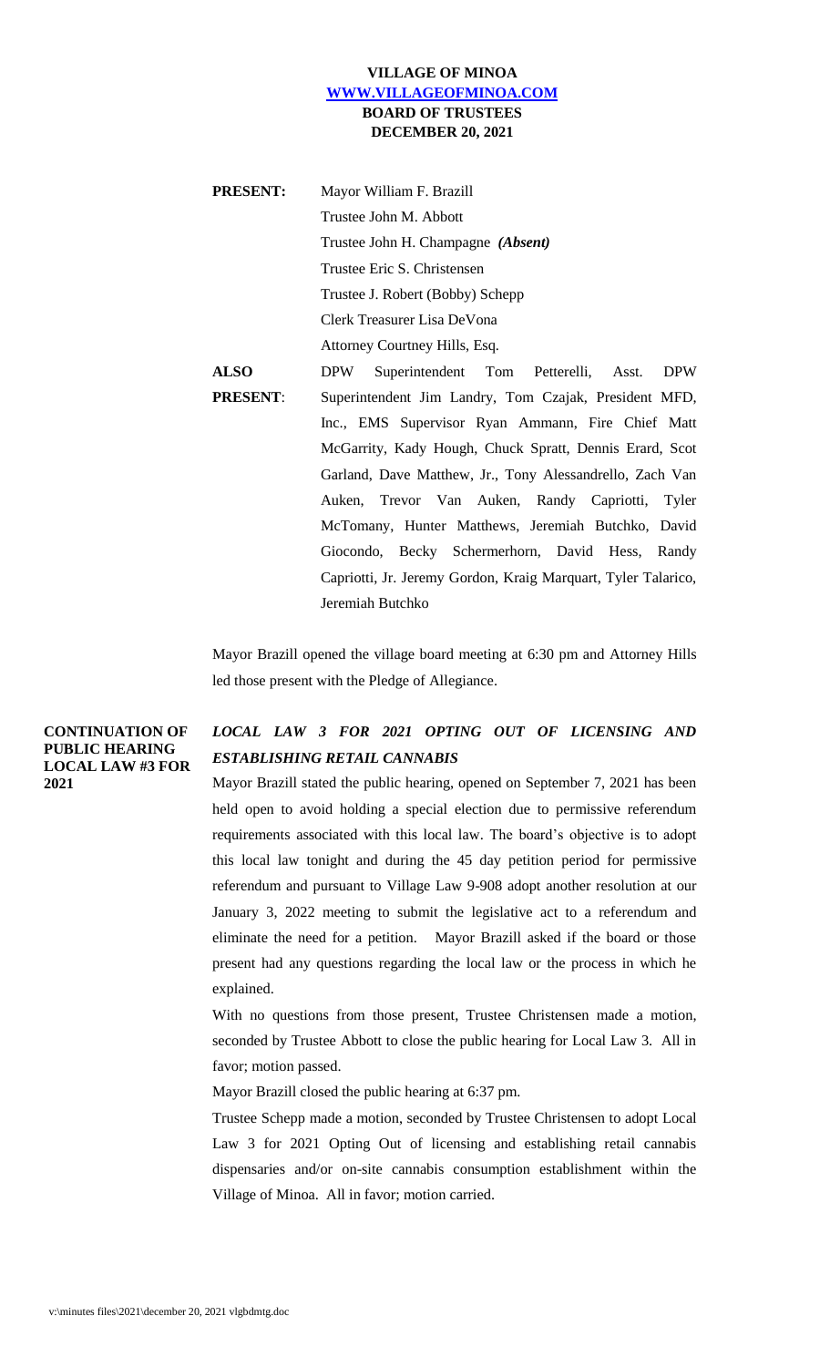# VILLAGE OF MINOA
## [WWW.VILLAGEOFMINOA.COM](http://WWW.VILLAGEOFMINOA.COM)
## BOARD OF TRUSTEES
## DECEMBER 20, 2021

**PRESENT:** Mayor William F. Brazill
Trustee John M. Abbott
Trustee John H. Champagne ***(Absent)***
Trustee Eric S. Christensen
Trustee J. Robert (Bobby) Schepp
Clerk Treasurer Lisa DeVona
Attorney Courtney Hills, Esq.

**ALSO PRESENT**: DPW Superintendent Tom Petterelli, Asst. DPW Superintendent Jim Landry, Tom Czajak, President MFD, Inc., EMS Supervisor Ryan Ammann, Fire Chief Matt McGarrity, Kady Hough, Chuck Spratt, Dennis Erard, Scot Garland, Dave Matthew, Jr., Tony Alessandrello, Zach Van Auken, Trevor Van Auken, Randy Capriotti, Tyler McTomany, Hunter Matthews, Jeremiah Butchko, David Giocondo, Becky Schermerhorn, David Hess, Randy Capriotti, Jr. Jeremy Gordon, Kraig Marquart, Tyler Talarico, Jeremiah Butchko

Mayor Brazill opened the village board meeting at 6:30 pm and Attorney Hills led those present with the Pledge of Allegiance.

**CONTINUATION OF PUBLIC HEARING LOCAL LAW #3 FOR 2021**

***LOCAL LAW 3 FOR 2021 OPTING OUT OF LICENSING AND ESTABLISHING RETAIL CANNABIS***

Mayor Brazill stated the public hearing, opened on September 7, 2021 has been held open to avoid holding a special election due to permissive referendum requirements associated with this local law. The board's objective is to adopt this local law tonight and during the 45 day petition period for permissive referendum and pursuant to Village Law 9-908 adopt another resolution at our January 3, 2022 meeting to submit the legislative act to a referendum and eliminate the need for a petition. Mayor Brazill asked if the board or those present had any questions regarding the local law or the process in which he explained.

With no questions from those present, Trustee Christensen made a motion, seconded by Trustee Abbott to close the public hearing for Local Law 3. All in favor; motion passed.

Mayor Brazill closed the public hearing at 6:37 pm.

Trustee Schepp made a motion, seconded by Trustee Christensen to adopt Local Law 3 for 2021 Opting Out of licensing and establishing retail cannabis dispensaries and/or on-site cannabis consumption establishment within the Village of Minoa. All in favor; motion carried.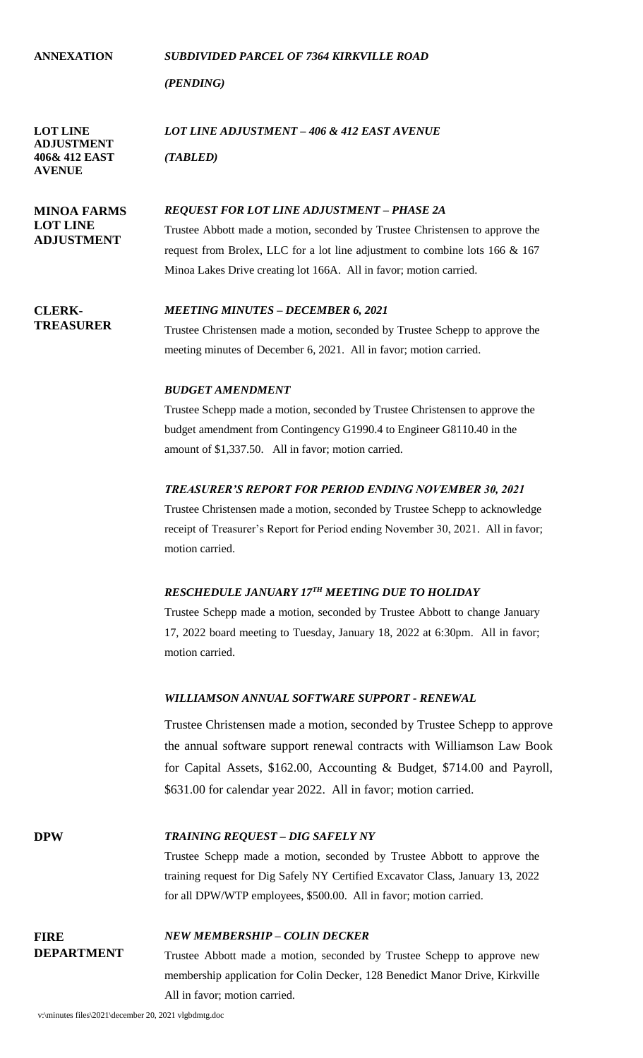**ANNEXATION**

***SUBDIVIDED PARCEL OF 7364 KIRKVILLE ROAD***

***(PENDING)***

**LOT LINE ADJUSTMENT 406& 412 EAST AVENUE**

***LOT LINE ADJUSTMENT – 406 & 412 EAST AVENUE***

***(TABLED)***

**MINOA FARMS LOT LINE ADJUSTMENT**

***REQUEST FOR LOT LINE ADJUSTMENT – PHASE 2A***

Trustee Abbott made a motion, seconded by Trustee Christensen to approve the request from Brolex, LLC for a lot line adjustment to combine lots 166 & 167 Minoa Lakes Drive creating lot 166A. All in favor; motion carried.

**CLERK-TREASURER**

***MEETING MINUTES – DECEMBER 6, 2021***

Trustee Christensen made a motion, seconded by Trustee Schepp to approve the meeting minutes of December 6, 2021. All in favor; motion carried.

***BUDGET AMENDMENT***

Trustee Schepp made a motion, seconded by Trustee Christensen to approve the budget amendment from Contingency G1990.4 to Engineer G8110.40 in the amount of $1,337.50. All in favor; motion carried.

***TREASURER'S REPORT FOR PERIOD ENDING NOVEMBER 30, 2021***

Trustee Christensen made a motion, seconded by Trustee Schepp to acknowledge receipt of Treasurer's Report for Period ending November 30, 2021. All in favor; motion carried.

***RESCHEDULE JANUARY 17TH MEETING DUE TO HOLIDAY***

Trustee Schepp made a motion, seconded by Trustee Abbott to change January 17, 2022 board meeting to Tuesday, January 18, 2022 at 6:30pm. All in favor; motion carried.

***WILLIAMSON ANNUAL SOFTWARE SUPPORT - RENEWAL***

Trustee Christensen made a motion, seconded by Trustee Schepp to approve the annual software support renewal contracts with Williamson Law Book for Capital Assets, $162.00, Accounting & Budget, $714.00 and Payroll, $631.00 for calendar year 2022. All in favor; motion carried.

**DPW**

***TRAINING REQUEST – DIG SAFELY NY***

Trustee Schepp made a motion, seconded by Trustee Abbott to approve the training request for Dig Safely NY Certified Excavator Class, January 13, 2022 for all DPW/WTP employees, $500.00. All in favor; motion carried.

**FIRE DEPARTMENT**

***NEW MEMBERSHIP – COLIN DECKER***

Trustee Abbott made a motion, seconded by Trustee Schepp to approve new membership application for Colin Decker, 128 Benedict Manor Drive, Kirkville All in favor; motion carried.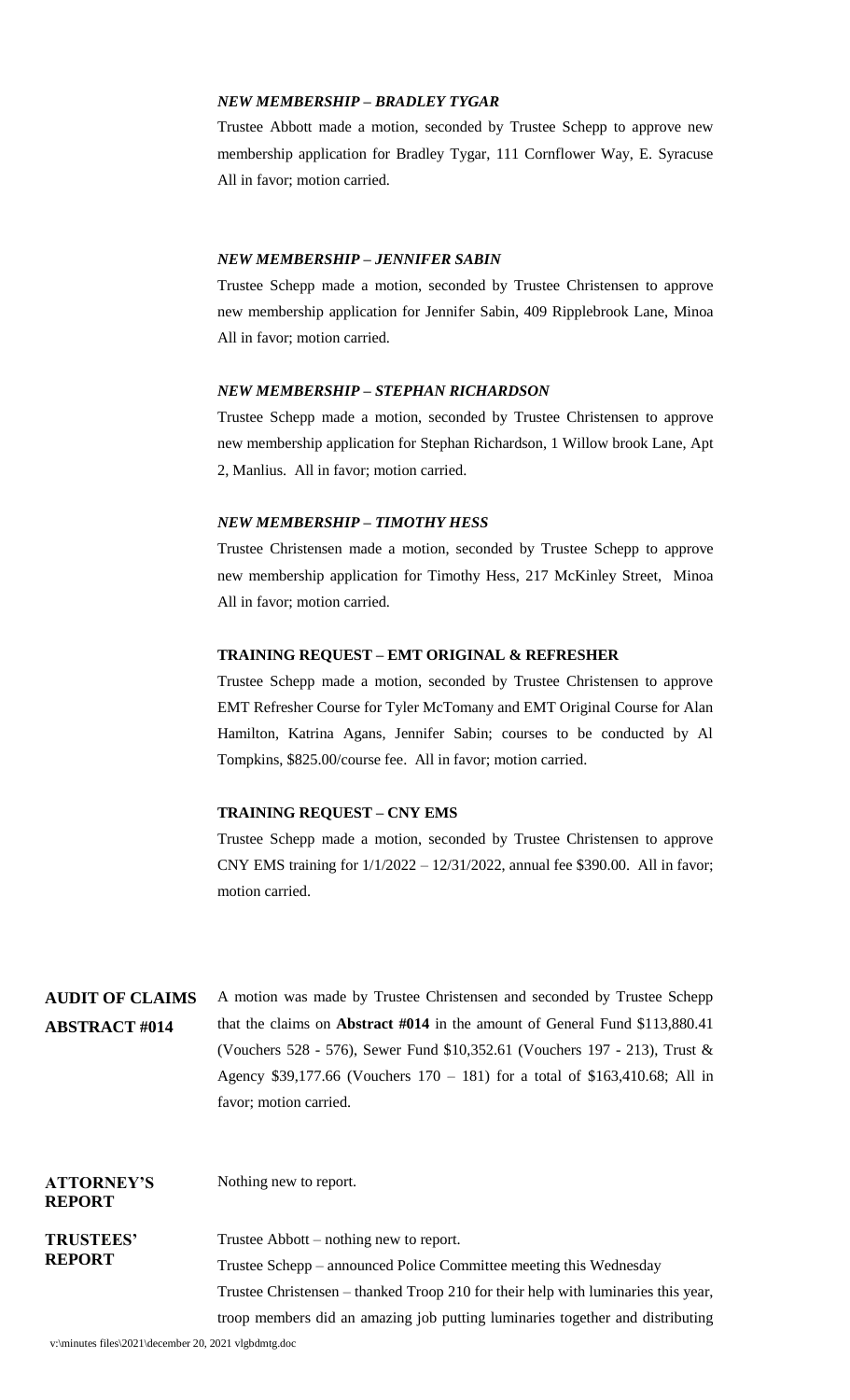### *NEW MEMBERSHIP – BRADLEY TYGAR*

Trustee Abbott made a motion, seconded by Trustee Schepp to approve new membership application for Bradley Tygar, 111 Cornflower Way, E. Syracuse All in favor; motion carried.

### *NEW MEMBERSHIP – JENNIFER SABIN*

Trustee Schepp made a motion, seconded by Trustee Christensen to approve new membership application for Jennifer Sabin, 409 Ripplebrook Lane, Minoa All in favor; motion carried.

### *NEW MEMBERSHIP – STEPHAN RICHARDSON*

Trustee Schepp made a motion, seconded by Trustee Christensen to approve new membership application for Stephan Richardson, 1 Willow brook Lane, Apt 2, Manlius. All in favor; motion carried.

### *NEW MEMBERSHIP – TIMOTHY HESS*

Trustee Christensen made a motion, seconded by Trustee Schepp to approve new membership application for Timothy Hess, 217 McKinley Street, Minoa All in favor; motion carried.

### **TRAINING REQUEST – EMT ORIGINAL & REFRESHER**

Trustee Schepp made a motion, seconded by Trustee Christensen to approve EMT Refresher Course for Tyler McTomany and EMT Original Course for Alan Hamilton, Katrina Agans, Jennifer Sabin; courses to be conducted by Al Tompkins, $825.00/course fee. All in favor; motion carried.

### **TRAINING REQUEST – CNY EMS**

Trustee Schepp made a motion, seconded by Trustee Christensen to approve CNY EMS training for 1/1/2022 – 12/31/2022, annual fee $390.00. All in favor; motion carried.

## **AUDIT OF CLAIMS ABSTRACT #014**

A motion was made by Trustee Christensen and seconded by Trustee Schepp that the claims on **Abstract #014** in the amount of General Fund $113,880.41 (Vouchers 528 - 576), Sewer Fund $10,352.61 (Vouchers 197 - 213), Trust & Agency $39,177.66 (Vouchers 170 – 181) for a total of $163,410.68; All in favor; motion carried.

## **ATTORNEY'S REPORT**

Nothing new to report.

## **TRUSTEES' REPORT**

Trustee Abbott – nothing new to report.

Trustee Schepp – announced Police Committee meeting this Wednesday

Trustee Christensen – thanked Troop 210 for their help with luminaries this year, troop members did an amazing job putting luminaries together and distributing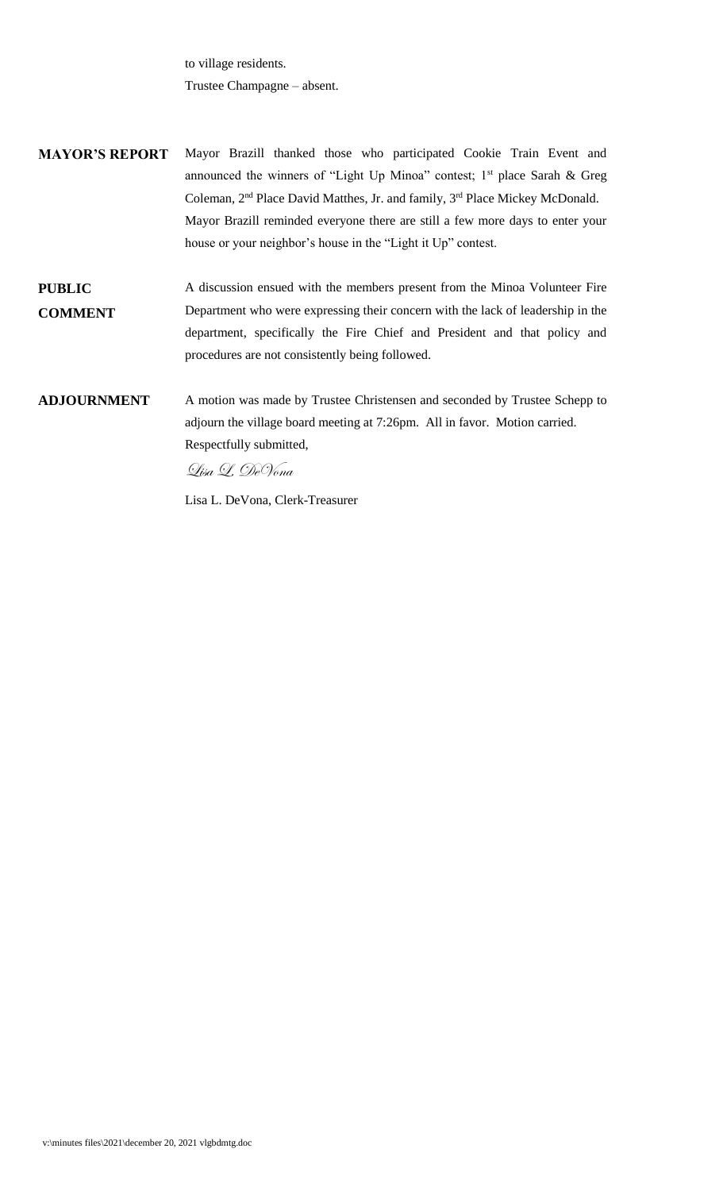to village residents.

Trustee Champagne – absent.

**MAYOR'S REPORT** Mayor Brazill thanked those who participated Cookie Train Event and announced the winners of "Light Up Minoa" contest; 1st place Sarah & Greg Coleman, 2nd Place David Matthes, Jr. and family, 3rd Place Mickey McDonald. Mayor Brazill reminded everyone there are still a few more days to enter your house or your neighbor's house in the "Light it Up" contest.

**PUBLIC COMMENT** A discussion ensued with the members present from the Minoa Volunteer Fire Department who were expressing their concern with the lack of leadership in the department, specifically the Fire Chief and President and that policy and procedures are not consistently being followed.

**ADJOURNMENT** A motion was made by Trustee Christensen and seconded by Trustee Schepp to adjourn the village board meeting at 7:26pm. All in favor. Motion carried.

Respectfully submitted,

*Lisa L. DeVona*

Lisa L. DeVona, Clerk-Treasurer